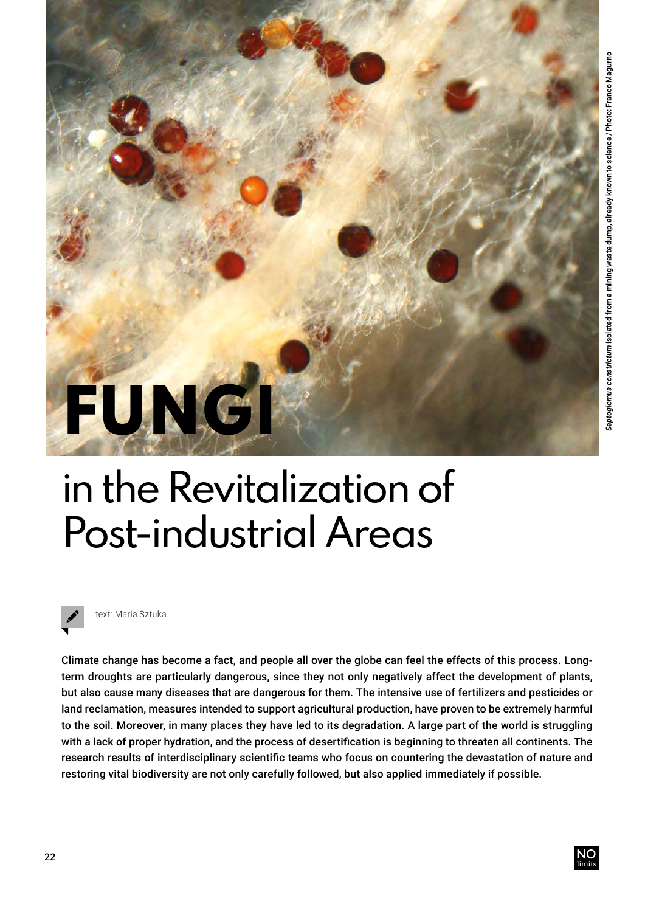# FUNGI in the Revitalization of Post-industrial Areas

*Septoglomus constrictum* isolated from a mining waste dump, already known to science / Photo: Franco Magurno

text: Maria Sztuka

**Climate change has become a fact, and people all over the globe can feel the effects of this process. Long-term droughts are particularly dangerous, since they not only negatively affect the development of plants, but also cause many diseases that are dangerous for them. The intensive use of fertilizers and pesticides or land reclamation, measures intended to support agricultural production, have proven to be extremely harmful to the soil. Moreover, in many places they have led to its degradation. A large part of the world is struggling with a lack of proper hydration, and the process of desertification is beginning to threaten all continents. The research results of interdisciplinary scientific teams who focus on countering the devastation of nature and restoring vital biodiversity are not only carefully followed, but also applied immediately if possible.**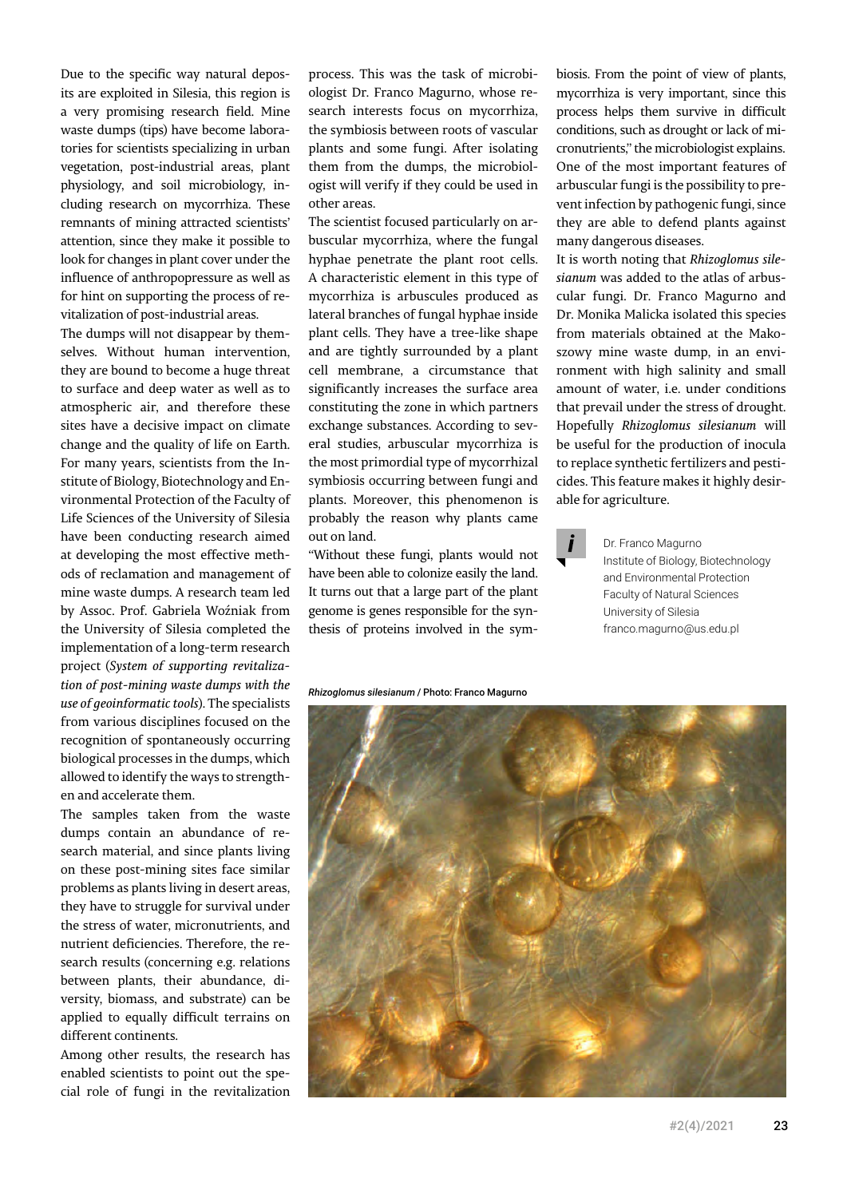Due to the specific way natural deposits are exploited in Silesia, this region is a very promising research field. Mine waste dumps (tips) have become laboratories for scientists specializing in urban vegetation, post-industrial areas, plant physiology, and soil microbiology, including research on mycorrhiza. These remnants of mining attracted scientists' attention, since they make it possible to look for changes in plant cover under the influence of anthropopressure as well as for hint on supporting the process of revitalization of post-industrial areas.

The dumps will not disappear by themselves. Without human intervention, they are bound to become a huge threat to surface and deep water as well as to atmospheric air, and therefore these sites have a decisive impact on climate change and the quality of life on Earth. For many years, scientists from the Institute of Biology, Biotechnology and Environmental Protection of the Faculty of Life Sciences of the University of Silesia have been conducting research aimed at developing the most effective methods of reclamation and management of mine waste dumps. A research team led by Assoc. Prof. Gabriela Woźniak from the University of Silesia completed the implementation of a long-term research project (*System of supporting revitalization of post-mining waste dumps with the use of geoinformatic tools*). The specialists from various disciplines focused on the recognition of spontaneously occurring biological processes in the dumps, which allowed to identify the ways to strengthen and accelerate them.

The samples taken from the waste dumps contain an abundance of research material, and since plants living on these post-mining sites face similar problems as plants living in desert areas, they have to struggle for survival under the stress of water, micronutrients, and nutrient deficiencies. Therefore, the research results (concerning e.g. relations between plants, their abundance, diversity, biomass, and substrate) can be applied to equally difficult terrains on different continents.

Among other results, the research has enabled scientists to point out the special role of fungi in the revitalization process. This was the task of microbiologist Dr. Franco Magurno, whose research interests focus on mycorrhiza, the symbiosis between roots of vascular plants and some fungi. After isolating them from the dumps, the microbiologist will verify if they could be used in other areas.

The scientist focused particularly on arbuscular mycorrhiza, where the fungal hyphae penetrate the plant root cells. A characteristic element in this type of mycorrhiza is arbuscules produced as lateral branches of fungal hyphae inside plant cells. They have a tree-like shape and are tightly surrounded by a plant cell membrane, a circumstance that significantly increases the surface area constituting the zone in which partners exchange substances. According to several studies, arbuscular mycorrhiza is the most primordial type of mycorrhizal symbiosis occurring between fungi and plants. Moreover, this phenomenon is probably the reason why plants came out on land.

"Without these fungi, plants would not have been able to colonize easily the land. It turns out that a large part of the plant genome is genes responsible for the synthesis of proteins involved in the symbiosis. From the point of view of plants, mycorrhiza is very important, since this process helps them survive in difficult conditions, such as drought or lack of micronutrients," the microbiologist explains. One of the most important features of arbuscular fungi is the possibility to prevent infection by pathogenic fungi, since they are able to defend plants against many dangerous diseases.

It is worth noting that *Rhizoglomus silesianum* was added to the atlas of arbuscular fungi. Dr. Franco Magurno and Dr. Monika Malicka isolated this species from materials obtained at the Makoszowy mine waste dump, in an environment with high salinity and small amount of water, i.e. under conditions that prevail under the stress of drought. Hopefully *Rhizoglomus silesianum* will be useful for the production of inocula to replace synthetic fertilizers and pesticides. This feature makes it highly desirable for agriculture.

Dr. Franco Magurno
Institute of Biology, Biotechnology and Environmental Protection
Faculty of Natural Sciences
University of Silesia
franco.magurno@us.edu.pl

*Rhizoglomus silesianum* / Photo: Franco Magurno